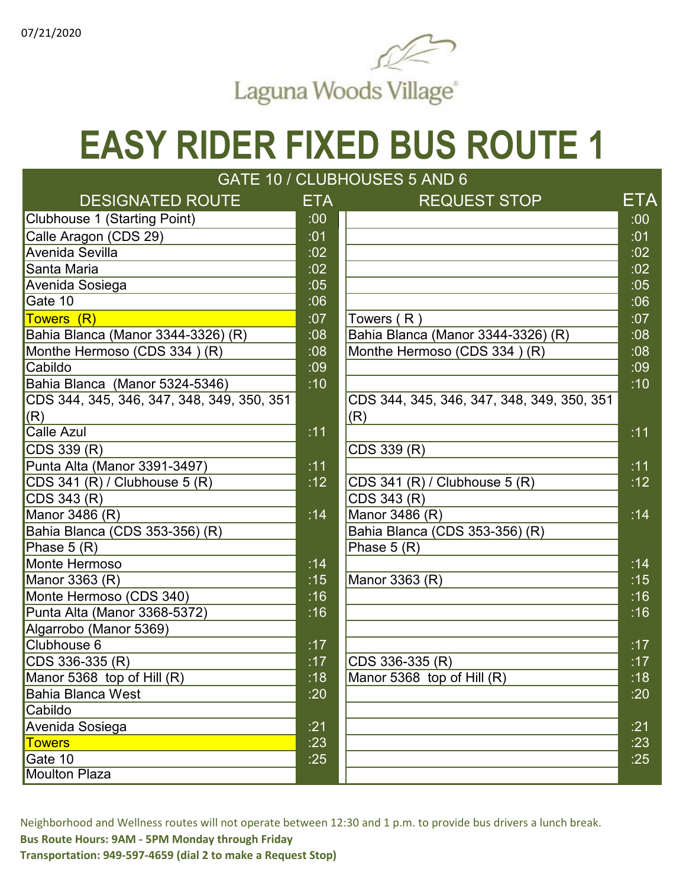07/21/2020

Laguna Woods Village

# EASY RIDER FIXED BUS ROUTE 1

| GATE 10 / CLUBHOUSES 5 AND 6 | | | |
|---|---|---|---|
| DESIGNATED ROUTE | ETA | REQUEST STOP | ETA |
| Clubhouse 1 (Starting Point) | :00 | | :00 |
| Calle Aragon (CDS 29) | :01 | | :01 |
| Avenida Sevilla | :02 | | :02 |
| Santa Maria | :02 | | :02 |
| Avenida Sosiega | :05 | | :05 |
| Gate 10 | :06 | | :06 |
| Towers (R) | :07 | Towers ( R ) | :07 |
| Bahia Blanca (Manor 3344-3326) (R) | :08 | Bahia Blanca (Manor 3344-3326) (R) | :08 |
| Monthe Hermoso (CDS 334 ) (R) | :08 | Monthe Hermoso (CDS 334 ) (R) | :08 |
| Cabildo | :09 | | :09 |
| Bahia Blanca (Manor 5324-5346) | :10 | | :10 |
| CDS 344, 345, 346, 347, 348, 349, 350, 351 (R) | | CDS 344, 345, 346, 347, 348, 349, 350, 351 (R) | |
| Calle Azul | :11 | | :11 |
| CDS 339 (R) | | CDS 339 (R) | |
| Punta Alta (Manor 3391-3497) | :11 | | :11 |
| CDS 341 (R) / Clubhouse 5 (R) | :12 | CDS 341 (R) / Clubhouse 5 (R) | :12 |
| CDS 343 (R) | | CDS 343 (R) | |
| Manor 3486 (R) | :14 | Manor 3486 (R) | :14 |
| Bahia Blanca (CDS 353-356) (R) | | Bahia Blanca (CDS 353-356) (R) | |
| Phase 5 (R) | | Phase 5 (R) | |
| Monte Hermoso | :14 | | :14 |
| Manor 3363 (R) | :15 | Manor 3363 (R) | :15 |
| Monte Hermoso (CDS 340) | :16 | | :16 |
| Punta Alta (Manor 3368-5372) | :16 | | :16 |
| Algarrobo (Manor 5369) | | | |
| Clubhouse 6 | :17 | | :17 |
| CDS 336-335 (R) | :17 | CDS 336-335 (R) | :17 |
| Manor 5368 top of Hill (R) | :18 | Manor 5368 top of Hill (R) | :18 |
| Bahia Blanca West | :20 | | :20 |
| Cabildo | | | |
| Avenida Sosiega | :21 | | :21 |
| Towers | :23 | | :23 |
| Gate 10 | :25 | | :25 |
| Moulton Plaza | | | |

Neighborhood and Wellness routes will not operate between 12:30 and 1 p.m. to provide bus drivers a lunch break.

**Bus Route Hours: 9AM - 5PM Monday through Friday**

**Transportation: 949-597-4659 (dial 2 to make a Request Stop)**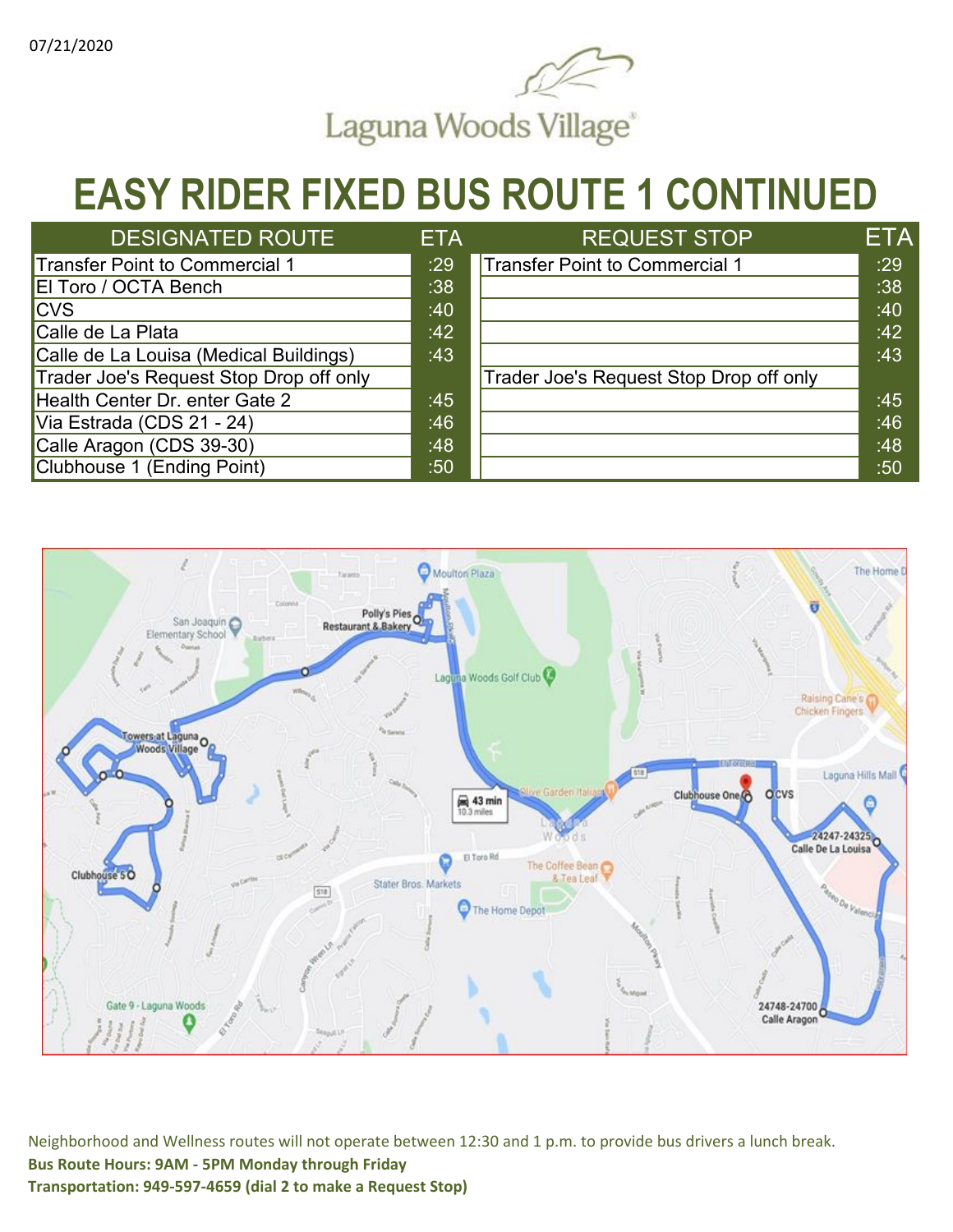07/21/2020

Laguna Woods Village

# EASY RIDER FIXED BUS ROUTE 1 CONTINUED

| DESIGNATED ROUTE | ETA | REQUEST STOP | ETA |
|---|---|---|---|
| Transfer Point to Commercial 1 | :29 | Transfer Point to Commercial 1 | :29 |
| El Toro / OCTA Bench | :38 | | :38 |
| CVS | :40 | | :40 |
| Calle de La Plata | :42 | | :42 |
| Calle de La Louisa (Medical Buildings) | :43 | | :43 |
| Trader Joe's Request Stop Drop off only | | Trader Joe's Request Stop Drop off only | |
| Health Center Dr. enter Gate 2 | :45 | | :45 |
| Via Estrada (CDS 21 - 24) | :46 | | :46 |
| Calle Aragon (CDS 39-30) | :48 | | :48 |
| Clubhouse 1 (Ending Point) | :50 | | :50 |

Neighborhood and Wellness routes will not operate between 12:30 and 1 p.m. to provide bus drivers a lunch break.

**Bus Route Hours: 9AM - 5PM Monday through Friday**

**Transportation: 949-597-4659 (dial 2 to make a Request Stop)**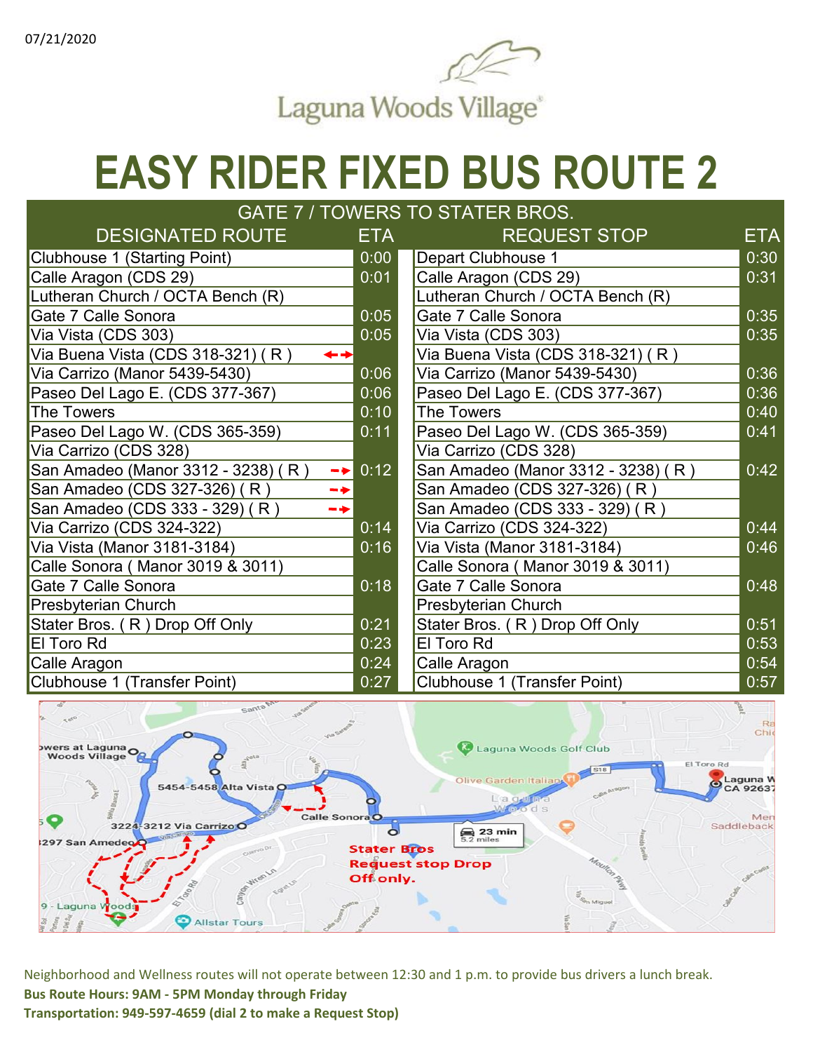07/21/2020

Laguna Woods Village

# EASY RIDER FIXED BUS ROUTE 2

| GATE 7 / TOWERS TO STATER BROS. | | | |
|---|---|---|---|
| DESIGNATED ROUTE | ETA | REQUEST STOP | ETA |
| Clubhouse 1 (Starting Point) | 0:00 | Depart Clubhouse 1 | 0:30 |
| Calle Aragon (CDS 29) | 0:01 | Calle Aragon (CDS 29) | 0:31 |
| Lutheran Church / OCTA Bench (R) | | Lutheran Church / OCTA Bench (R) | |
| Gate 7 Calle Sonora | 0:05 | Gate 7 Calle Sonora | 0:35 |
| Via Vista (CDS 303) | 0:05 | Via Vista (CDS 303) | 0:35 |
| Via Buena Vista (CDS 318-321) ( R ) ←→ | | Via Buena Vista (CDS 318-321) ( R ) | |
| Via Carrizo (Manor 5439-5430) | 0:06 | Via Carrizo (Manor 5439-5430) | 0:36 |
| Paseo Del Lago E. (CDS 377-367) | 0:06 | Paseo Del Lago E. (CDS 377-367) | 0:36 |
| The Towers | 0:10 | The Towers | 0:40 |
| Paseo Del Lago W. (CDS 365-359) | 0:11 | Paseo Del Lago W. (CDS 365-359) | 0:41 |
| Via Carrizo (CDS 328) | | Via Carrizo (CDS 328) | |
| San Amadeo (Manor 3312 - 3238) ( R ) → | 0:12 | San Amadeo (Manor 3312 - 3238) ( R ) | 0:42 |
| San Amadeo (CDS 327-326) ( R ) → | | San Amadeo (CDS 327-326) ( R ) | |
| San Amadeo (CDS 333 - 329) ( R ) → | | San Amadeo (CDS 333 - 329) ( R ) | |
| Via Carrizo (CDS 324-322) | 0:14 | Via Carrizo (CDS 324-322) | 0:44 |
| Via Vista (Manor 3181-3184) | 0:16 | Via Vista (Manor 3181-3184) | 0:46 |
| Calle Sonora ( Manor 3019 & 3011) | | Calle Sonora ( Manor 3019 & 3011) | |
| Gate 7 Calle Sonora | 0:18 | Gate 7 Calle Sonora | 0:48 |
| Presbyterian Church | | Presbyterian Church | |
| Stater Bros. ( R ) Drop Off Only | 0:21 | Stater Bros. ( R ) Drop Off Only | 0:51 |
| El Toro Rd | 0:23 | El Toro Rd | 0:53 |
| Calle Aragon | 0:24 | Calle Aragon | 0:54 |
| Clubhouse 1 (Transfer Point) | 0:27 | Clubhouse 1 (Transfer Point) | 0:57 |

Stater Bros Request stop Drop Off only.

Neighborhood and Wellness routes will not operate between 12:30 and 1 p.m. to provide bus drivers a lunch break.

**Bus Route Hours: 9AM - 5PM Monday through Friday**

**Transportation: 949-597-4659 (dial 2 to make a Request Stop)**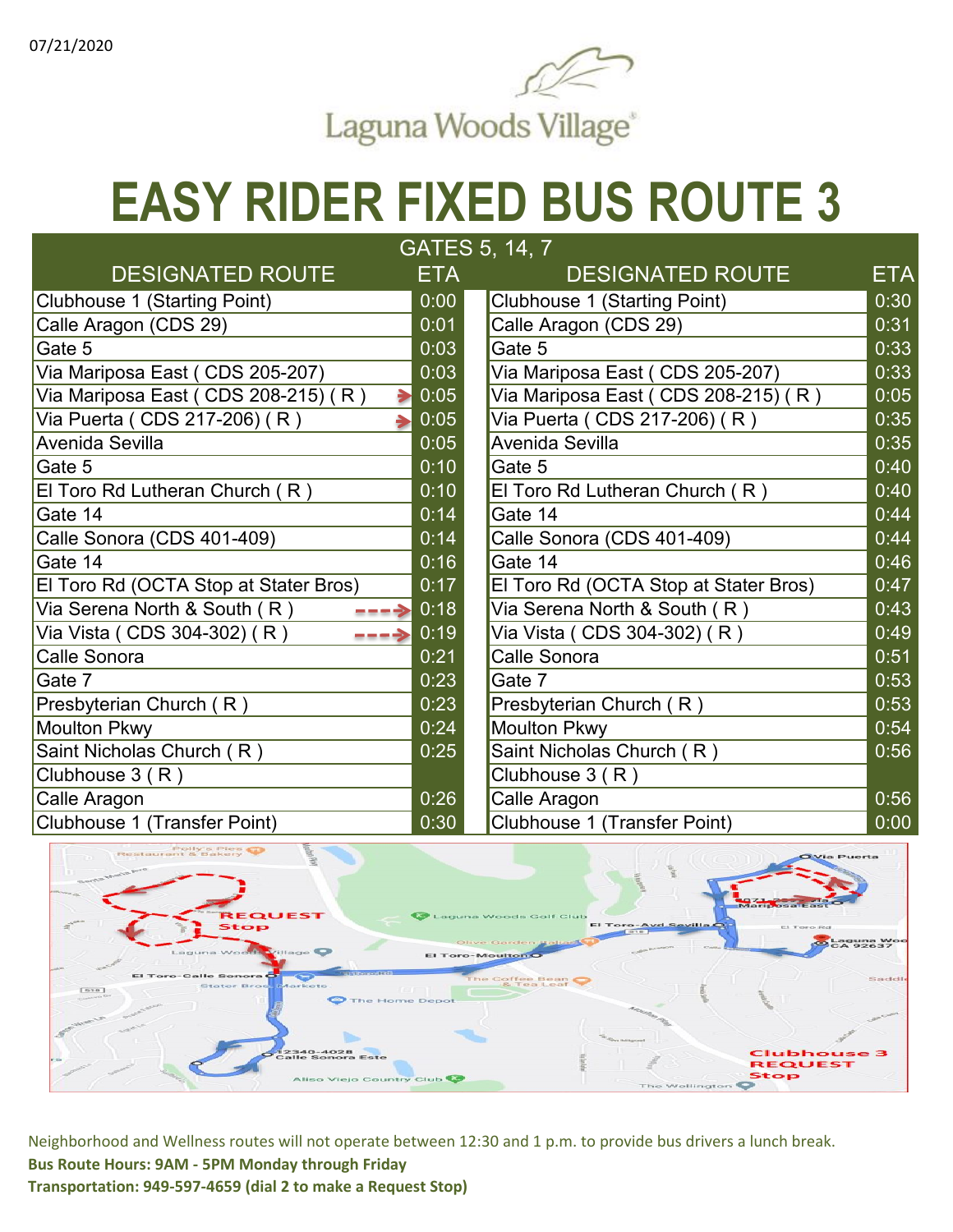07/21/2020

Laguna Woods Village

# EASY RIDER FIXED BUS ROUTE 3

| GATES 5, 14, 7 | | | |
|---|---|---|---|
| DESIGNATED ROUTE | ETA | DESIGNATED ROUTE | ETA |
| Clubhouse 1 (Starting Point) | 0:00 | Clubhouse 1 (Starting Point) | 0:30 |
| Calle Aragon (CDS 29) | 0:01 | Calle Aragon (CDS 29) | 0:31 |
| Gate 5 | 0:03 | Gate 5 | 0:33 |
| Via Mariposa East ( CDS 205-207) | 0:03 | Via Mariposa East ( CDS 205-207) | 0:33 |
| Via Mariposa East ( CDS 208-215) ( R ) | 0:05 | Via Mariposa East ( CDS 208-215) ( R ) | 0:05 |
| Via Puerta ( CDS 217-206) ( R ) | 0:05 | Via Puerta ( CDS 217-206) ( R ) | 0:35 |
| Avenida Sevilla | 0:05 | Avenida Sevilla | 0:35 |
| Gate 5 | 0:10 | Gate 5 | 0:40 |
| El Toro Rd Lutheran Church ( R ) | 0:10 | El Toro Rd Lutheran Church ( R ) | 0:40 |
| Gate 14 | 0:14 | Gate 14 | 0:44 |
| Calle Sonora (CDS 401-409) | 0:14 | Calle Sonora (CDS 401-409) | 0:44 |
| Gate 14 | 0:16 | Gate 14 | 0:46 |
| El Toro Rd (OCTA Stop at Stater Bros) | 0:17 | El Toro Rd (OCTA Stop at Stater Bros) | 0:47 |
| Via Serena North & South ( R ) | 0:18 | Via Serena North & South ( R ) | 0:43 |
| Via Vista ( CDS 304-302) ( R ) | 0:19 | Via Vista ( CDS 304-302) ( R ) | 0:49 |
| Calle Sonora | 0:21 | Calle Sonora | 0:51 |
| Gate 7 | 0:23 | Gate 7 | 0:53 |
| Presbyterian Church ( R ) | 0:23 | Presbyterian Church ( R ) | 0:53 |
| Moulton Pkwy | 0:24 | Moulton Pkwy | 0:54 |
| Saint Nicholas Church ( R ) | 0:25 | Saint Nicholas Church ( R ) | 0:56 |
| Clubhouse 3 ( R ) | | Clubhouse 3 ( R ) | |
| Calle Aragon | 0:26 | Calle Aragon | 0:56 |
| Clubhouse 1 (Transfer Point) | 0:30 | Clubhouse 1 (Transfer Point) | 0:00 |

Neighborhood and Wellness routes will not operate between 12:30 and 1 p.m. to provide bus drivers a lunch break.

**Bus Route Hours: 9AM - 5PM Monday through Friday**

**Transportation: 949-597-4659 (dial 2 to make a Request Stop)**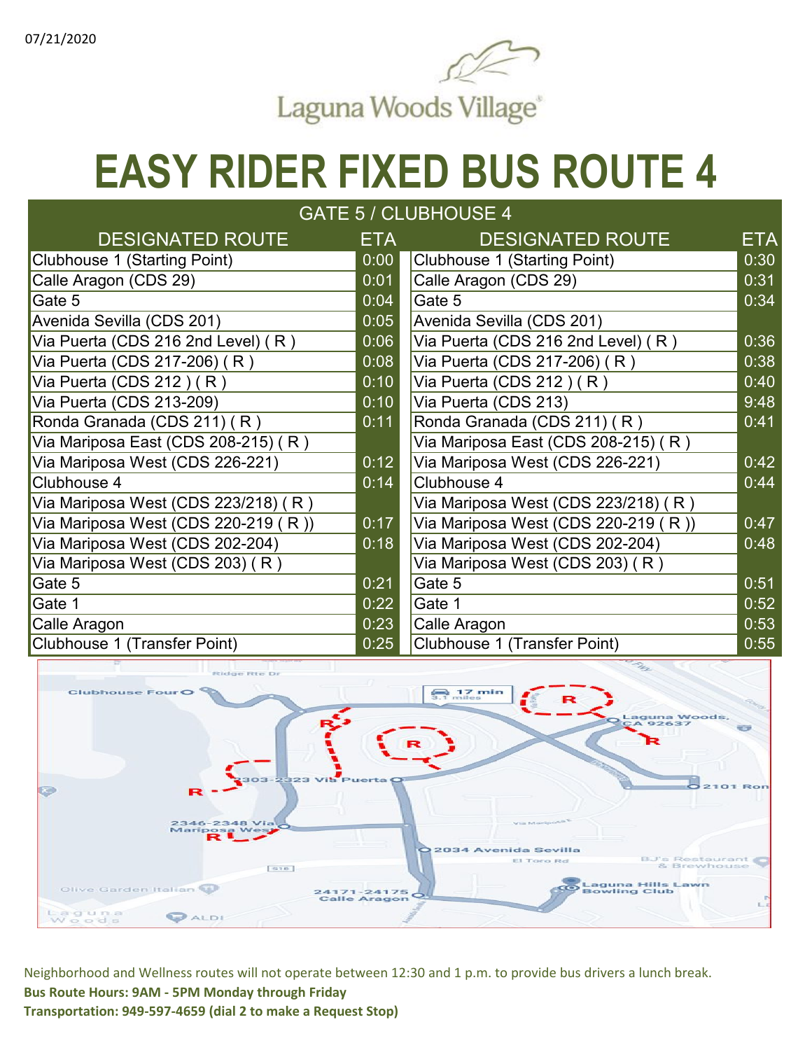07/21/2020

Laguna Woods Village®

# EASY RIDER FIXED BUS ROUTE 4

| GATE 5 / CLUBHOUSE 4 | | | |
|---|---|---|---|
| DESIGNATED ROUTE | ETA | DESIGNATED ROUTE | ETA |
| Clubhouse 1 (Starting Point) | 0:00 | Clubhouse 1 (Starting Point) | 0:30 |
| Calle Aragon (CDS 29) | 0:01 | Calle Aragon (CDS 29) | 0:31 |
| Gate 5 | 0:04 | Gate 5 | 0:34 |
| Avenida Sevilla (CDS 201) | 0:05 | Avenida Sevilla (CDS 201) | |
| Via Puerta (CDS 216 2nd Level) ( R ) | 0:06 | Via Puerta (CDS 216 2nd Level) ( R ) | 0:36 |
| Via Puerta (CDS 217-206) ( R ) | 0:08 | Via Puerta (CDS 217-206) ( R ) | 0:38 |
| Via Puerta (CDS 212 ) ( R ) | 0:10 | Via Puerta (CDS 212 ) ( R ) | 0:40 |
| Via Puerta (CDS 213-209) | 0:10 | Via Puerta (CDS 213) | 9:48 |
| Ronda Granada (CDS 211) ( R ) | 0:11 | Ronda Granada (CDS 211) ( R ) | 0:41 |
| Via Mariposa East (CDS 208-215) ( R ) | | Via Mariposa East (CDS 208-215) ( R ) | |
| Via Mariposa West (CDS 226-221) | 0:12 | Via Mariposa West (CDS 226-221) | 0:42 |
| Clubhouse 4 | 0:14 | Clubhouse 4 | 0:44 |
| Via Mariposa West (CDS 223/218) ( R ) | | Via Mariposa West (CDS 223/218) ( R ) | |
| Via Mariposa West (CDS 220-219 ( R )) | 0:17 | Via Mariposa West (CDS 220-219 ( R )) | 0:47 |
| Via Mariposa West (CDS 202-204) | 0:18 | Via Mariposa West (CDS 202-204) | 0:48 |
| Via Mariposa West (CDS 203) ( R ) | | Via Mariposa West (CDS 203) ( R ) | |
| Gate 5 | 0:21 | Gate 5 | 0:51 |
| Gate 1 | 0:22 | Gate 1 | 0:52 |
| Calle Aragon | 0:23 | Calle Aragon | 0:53 |
| Clubhouse 1 (Transfer Point) | 0:25 | Clubhouse 1 (Transfer Point) | 0:55 |

Neighborhood and Wellness routes will not operate between 12:30 and 1 p.m. to provide bus drivers a lunch break.

**Bus Route Hours: 9AM - 5PM Monday through Friday**

**Transportation: 949-597-4659 (dial 2 to make a Request Stop)**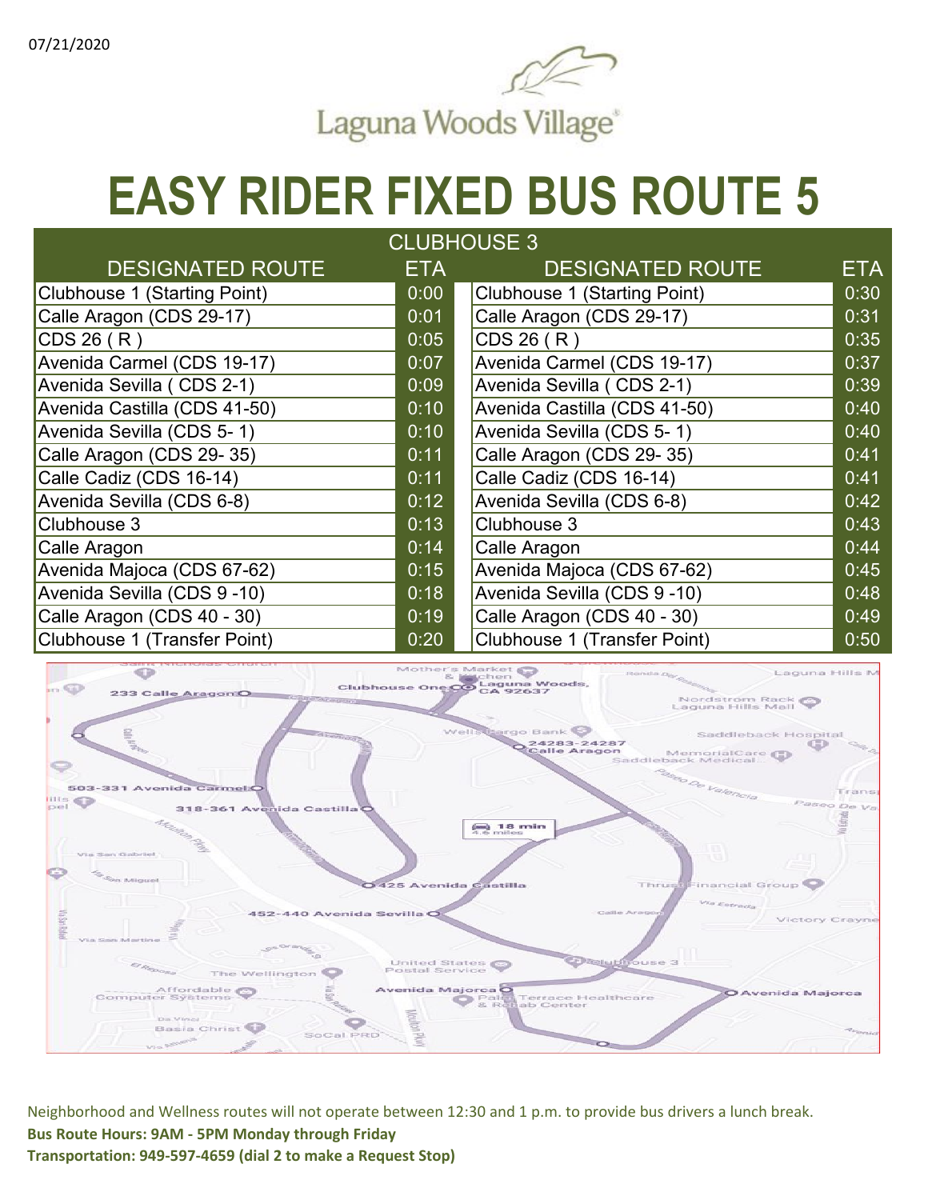07/21/2020

Laguna Woods Village

# EASY RIDER FIXED BUS ROUTE 5

| CLUBHOUSE 3 | | | |
|---|---|---|---|
| DESIGNATED ROUTE | ETA | DESIGNATED ROUTE | ETA |
| Clubhouse 1 (Starting Point) | 0:00 | Clubhouse 1 (Starting Point) | 0:30 |
| Calle Aragon (CDS 29-17) | 0:01 | Calle Aragon (CDS 29-17) | 0:31 |
| CDS 26 ( R ) | 0:05 | CDS 26 ( R ) | 0:35 |
| Avenida Carmel (CDS 19-17) | 0:07 | Avenida Carmel (CDS 19-17) | 0:37 |
| Avenida Sevilla ( CDS 2-1) | 0:09 | Avenida Sevilla ( CDS 2-1) | 0:39 |
| Avenida Castilla (CDS 41-50) | 0:10 | Avenida Castilla (CDS 41-50) | 0:40 |
| Avenida Sevilla (CDS 5- 1) | 0:10 | Avenida Sevilla (CDS 5- 1) | 0:40 |
| Calle Aragon (CDS 29- 35) | 0:11 | Calle Aragon (CDS 29- 35) | 0:41 |
| Calle Cadiz (CDS 16-14) | 0:11 | Calle Cadiz (CDS 16-14) | 0:41 |
| Avenida Sevilla (CDS 6-8) | 0:12 | Avenida Sevilla (CDS 6-8) | 0:42 |
| Clubhouse 3 | 0:13 | Clubhouse 3 | 0:43 |
| Calle Aragon | 0:14 | Calle Aragon | 0:44 |
| Avenida Majoca (CDS 67-62) | 0:15 | Avenida Majoca (CDS 67-62) | 0:45 |
| Avenida Sevilla (CDS 9 -10) | 0:18 | Avenida Sevilla (CDS 9 -10) | 0:48 |
| Calle Aragon (CDS 40 - 30) | 0:19 | Calle Aragon (CDS 40 - 30) | 0:49 |
| Clubhouse 1 (Transfer Point) | 0:20 | Clubhouse 1 (Transfer Point) | 0:50 |

Neighborhood and Wellness routes will not operate between 12:30 and 1 p.m. to provide bus drivers a lunch break.

**Bus Route Hours: 9AM - 5PM Monday through Friday**

**Transportation: 949-597-4659 (dial 2 to make a Request Stop)**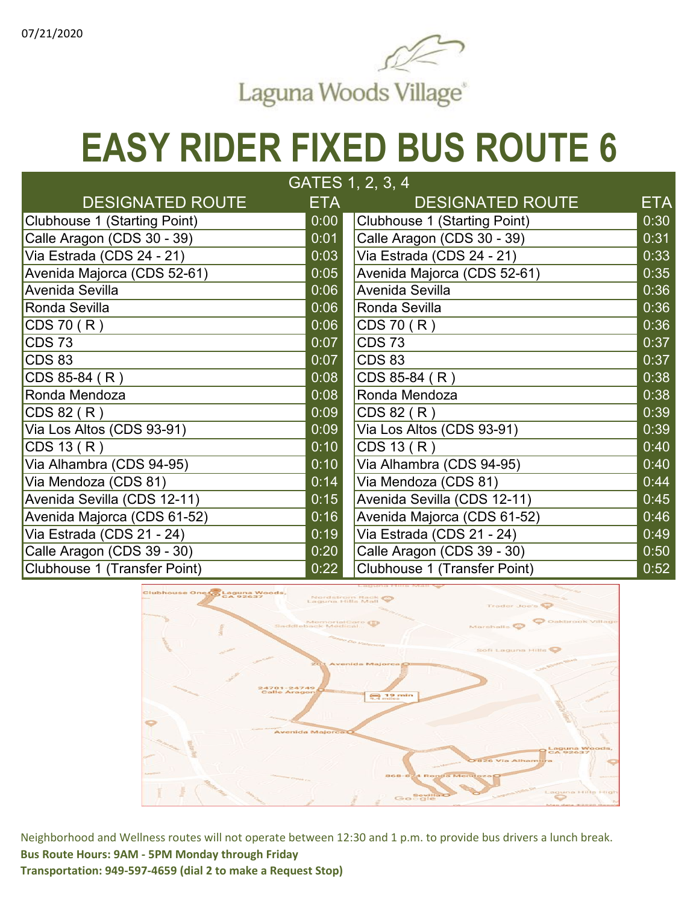07/21/2020

Laguna Woods Village

# EASY RIDER FIXED BUS ROUTE 6

| GATES 1, 2, 3, 4 | | | |
|---|---|---|---|
| DESIGNATED ROUTE | ETA | DESIGNATED ROUTE | ETA |
| Clubhouse 1 (Starting Point) | 0:00 | Clubhouse 1 (Starting Point) | 0:30 |
| Calle Aragon (CDS 30 - 39) | 0:01 | Calle Aragon (CDS 30 - 39) | 0:31 |
| Via Estrada (CDS 24 - 21) | 0:03 | Via Estrada (CDS 24 - 21) | 0:33 |
| Avenida Majorca (CDS 52-61) | 0:05 | Avenida Majorca (CDS 52-61) | 0:35 |
| Avenida Sevilla | 0:06 | Avenida Sevilla | 0:36 |
| Ronda Sevilla | 0:06 | Ronda Sevilla | 0:36 |
| CDS 70 ( R ) | 0:06 | CDS 70 ( R ) | 0:36 |
| CDS 73 | 0:07 | CDS 73 | 0:37 |
| CDS 83 | 0:07 | CDS 83 | 0:37 |
| CDS 85-84 ( R ) | 0:08 | CDS 85-84 ( R ) | 0:38 |
| Ronda Mendoza | 0:08 | Ronda Mendoza | 0:38 |
| CDS 82 ( R ) | 0:09 | CDS 82 ( R ) | 0:39 |
| Via Los Altos (CDS 93-91) | 0:09 | Via Los Altos (CDS 93-91) | 0:39 |
| CDS 13 ( R ) | 0:10 | CDS 13 ( R ) | 0:40 |
| Via Alhambra (CDS 94-95) | 0:10 | Via Alhambra (CDS 94-95) | 0:40 |
| Via Mendoza (CDS 81) | 0:14 | Via Mendoza (CDS 81) | 0:44 |
| Avenida Sevilla (CDS 12-11) | 0:15 | Avenida Sevilla (CDS 12-11) | 0:45 |
| Avenida Majorca (CDS 61-52) | 0:16 | Avenida Majorca (CDS 61-52) | 0:46 |
| Via Estrada (CDS 21 - 24) | 0:19 | Via Estrada (CDS 21 - 24) | 0:49 |
| Calle Aragon (CDS 39 - 30) | 0:20 | Calle Aragon (CDS 39 - 30) | 0:50 |
| Clubhouse 1 (Transfer Point) | 0:22 | Clubhouse 1 (Transfer Point) | 0:52 |

Neighborhood and Wellness routes will not operate between 12:30 and 1 p.m. to provide bus drivers a lunch break.

**Bus Route Hours: 9AM - 5PM Monday through Friday**

**Transportation: 949-597-4659 (dial 2 to make a Request Stop)**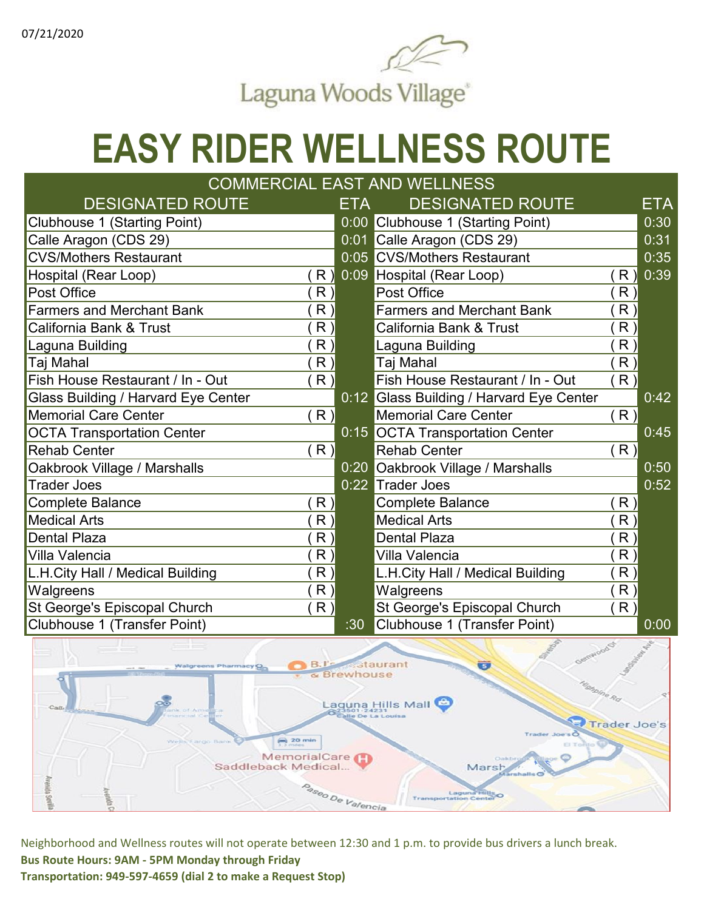07/21/2020

Laguna Woods Village

# EASY RIDER WELLNESS ROUTE

| COMMERCIAL EAST AND WELLNESS | | | | | |
|---|---|---|---|---|---|
| DESIGNATED ROUTE | | ETA | DESIGNATED ROUTE | | ETA |
| Clubhouse 1 (Starting Point) | | 0:00 | Clubhouse 1 (Starting Point) | | 0:30 |
| Calle Aragon (CDS 29) | | 0:01 | Calle Aragon (CDS 29) | | 0:31 |
| CVS/Mothers Restaurant | | 0:05 | CVS/Mothers Restaurant | | 0:35 |
| Hospital (Rear Loop) | ( R ) | 0:09 | Hospital (Rear Loop) | ( R ) | 0:39 |
| Post Office | ( R ) | | Post Office | ( R ) | |
| Farmers and Merchant Bank | ( R ) | | Farmers and Merchant Bank | ( R ) | |
| California Bank & Trust | ( R ) | | California Bank & Trust | ( R ) | |
| Laguna Building | ( R ) | | Laguna Building | ( R ) | |
| Taj Mahal | ( R ) | | Taj Mahal | ( R ) | |
| Fish House Restaurant / In - Out | ( R ) | | Fish House Restaurant / In - Out | ( R ) | |
| Glass Building / Harvard Eye Center | | 0:12 | Glass Building / Harvard Eye Center | | 0:42 |
| Memorial Care Center | ( R ) | | Memorial Care Center | ( R ) | |
| OCTA Transportation Center | | 0:15 | OCTA Transportation Center | | 0:45 |
| Rehab Center | ( R ) | | Rehab Center | ( R ) | |
| Oakbrook Village / Marshalls | | 0:20 | Oakbrook Village / Marshalls | | 0:50 |
| Trader Joes | | 0:22 | Trader Joes | | 0:52 |
| Complete Balance | ( R ) | | Complete Balance | ( R ) | |
| Medical Arts | ( R ) | | Medical Arts | ( R ) | |
| Dental Plaza | ( R ) | | Dental Plaza | ( R ) | |
| Villa Valencia | ( R ) | | Villa Valencia | ( R ) | |
| L.H.City Hall / Medical Building | ( R ) | | L.H.City Hall / Medical Building | ( R ) | |
| Walgreens | ( R ) | | Walgreens | ( R ) | |
| St George's Episcopal Church | ( R ) | | St George's Episcopal Church | ( R ) | |
| Clubhouse 1 (Transfer Point) | | :30 | Clubhouse 1 (Transfer Point) | | 0:00 |

Neighborhood and Wellness routes will not operate between 12:30 and 1 p.m. to provide bus drivers a lunch break.

**Bus Route Hours: 9AM - 5PM Monday through Friday**

**Transportation: 949-597-4659 (dial 2 to make a Request Stop)**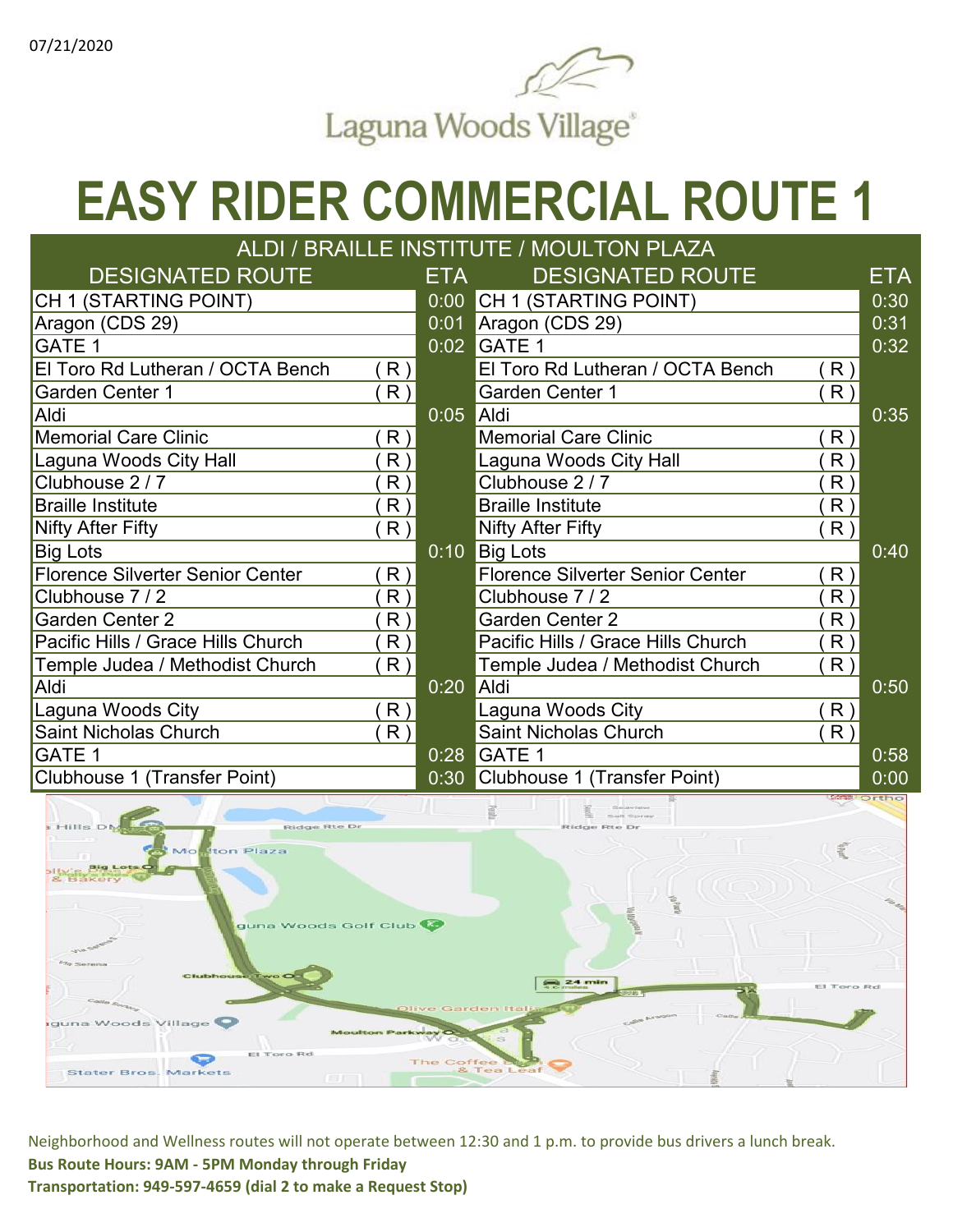07/21/2020

Laguna Woods Village

# EASY RIDER COMMERCIAL ROUTE 1

| ALDI / BRAILLE INSTITUTE / MOULTON PLAZA | | | | | |
|---|---|---|---|---|---|
| DESIGNATED ROUTE | | ETA | DESIGNATED ROUTE | | ETA |
| CH 1 (STARTING POINT) | | 0:00 | CH 1 (STARTING POINT) | | 0:30 |
| Aragon (CDS 29) | | 0:01 | Aragon (CDS 29) | | 0:31 |
| GATE 1 | | 0:02 | GATE 1 | | 0:32 |
| El Toro Rd Lutheran / OCTA Bench | ( R ) | | El Toro Rd Lutheran / OCTA Bench | ( R ) | |
| Garden Center 1 | ( R ) | | Garden Center 1 | ( R ) | |
| Aldi | | 0:05 | Aldi | | 0:35 |
| Memorial Care Clinic | ( R ) | | Memorial Care Clinic | ( R ) | |
| Laguna Woods City Hall | ( R ) | | Laguna Woods City Hall | ( R ) | |
| Clubhouse 2 / 7 | ( R ) | | Clubhouse 2 / 7 | ( R ) | |
| Braille Institute | ( R ) | | Braille Institute | ( R ) | |
| Nifty After Fifty | ( R ) | | Nifty After Fifty | ( R ) | |
| Big Lots | | 0:10 | Big Lots | | 0:40 |
| Florence Silverter Senior Center | ( R ) | | Florence Silverter Senior Center | ( R ) | |
| Clubhouse 7 / 2 | ( R ) | | Clubhouse 7 / 2 | ( R ) | |
| Garden Center 2 | ( R ) | | Garden Center 2 | ( R ) | |
| Pacific Hills / Grace Hills Church | ( R ) | | Pacific Hills / Grace Hills Church | ( R ) | |
| Temple Judea / Methodist Church | ( R ) | | Temple Judea / Methodist Church | ( R ) | |
| Aldi | | 0:20 | Aldi | | 0:50 |
| Laguna Woods City | ( R ) | | Laguna Woods City | ( R ) | |
| Saint Nicholas Church | ( R ) | | Saint Nicholas Church | ( R ) | |
| GATE 1 | | 0:28 | GATE 1 | | 0:58 |
| Clubhouse 1 (Transfer Point) | | 0:30 | Clubhouse 1 (Transfer Point) | | 0:00 |

Neighborhood and Wellness routes will not operate between 12:30 and 1 p.m. to provide bus drivers a lunch break.

**Bus Route Hours: 9AM - 5PM Monday through Friday**

**Transportation: 949-597-4659 (dial 2 to make a Request Stop)**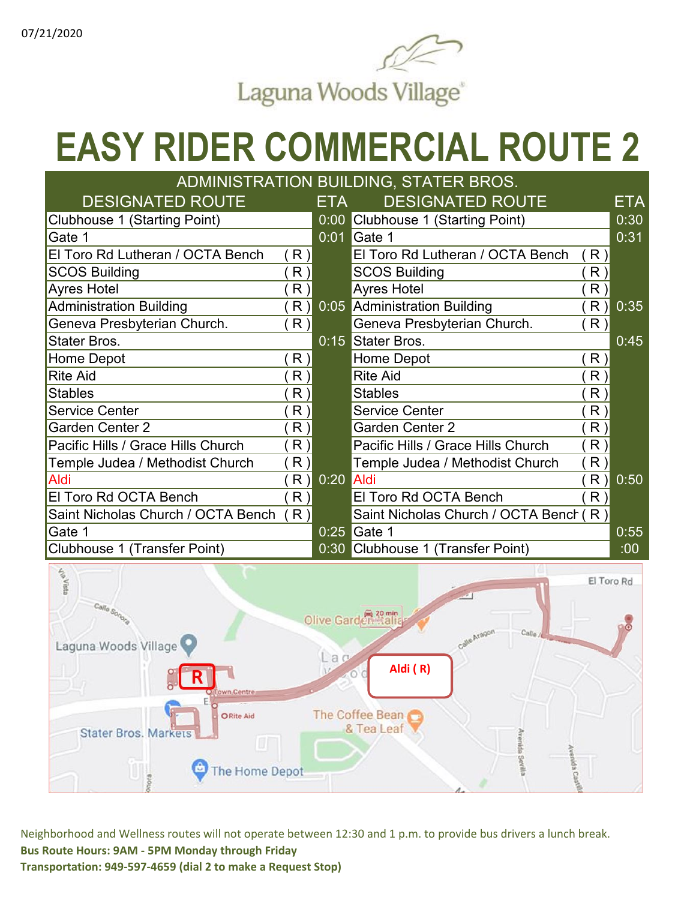07/21/2020

Laguna Woods Village

# EASY RIDER COMMERCIAL ROUTE 2

| ADMINISTRATION BUILDING, STATER BROS. | | | | | |
|---|---|---|---|---|---|
| DESIGNATED ROUTE | | ETA | DESIGNATED ROUTE | | ETA |
| Clubhouse 1 (Starting Point) | | 0:00 | Clubhouse 1 (Starting Point) | | 0:30 |
| Gate 1 | | 0:01 | Gate 1 | | 0:31 |
| El Toro Rd Lutheran / OCTA Bench | ( R ) | | El Toro Rd Lutheran / OCTA Bench | ( R ) | |
| SCOS Building | ( R ) | | SCOS Building | ( R ) | |
| Ayres Hotel | ( R ) | | Ayres Hotel | ( R ) | |
| Administration Building | ( R ) | 0:05 | Administration Building | ( R ) | 0:35 |
| Geneva Presbyterian Church. | ( R ) | | Geneva Presbyterian Church. | ( R ) | |
| Stater Bros. | | 0:15 | Stater Bros. | | 0:45 |
| Home Depot | ( R ) | | Home Depot | ( R ) | |
| Rite Aid | ( R ) | | Rite Aid | ( R ) | |
| Stables | ( R ) | | Stables | ( R ) | |
| Service Center | ( R ) | | Service Center | ( R ) | |
| Garden Center 2 | ( R ) | | Garden Center 2 | ( R ) | |
| Pacific Hills / Grace Hills Church | ( R ) | | Pacific Hills / Grace Hills Church | ( R ) | |
| Temple Judea / Methodist Church | ( R ) | | Temple Judea / Methodist Church | ( R ) | |
| Aldi | ( R ) | 0:20 | Aldi | ( R ) | 0:50 |
| El Toro Rd OCTA Bench | ( R ) | | El Toro Rd OCTA Bench | ( R ) | |
| Saint Nicholas Church / OCTA Bench | ( R ) | | Saint Nicholas Church / OCTA Bench | ( R ) | |
| Gate 1 | | 0:25 | Gate 1 | | 0:55 |
| Clubhouse 1 (Transfer Point) | | 0:30 | Clubhouse 1 (Transfer Point) | | :00 |

Aldi ( R)

R

Neighborhood and Wellness routes will not operate between 12:30 and 1 p.m. to provide bus drivers a lunch break.

**Bus Route Hours: 9AM - 5PM Monday through Friday**

**Transportation: 949-597-4659 (dial 2 to make a Request Stop)**